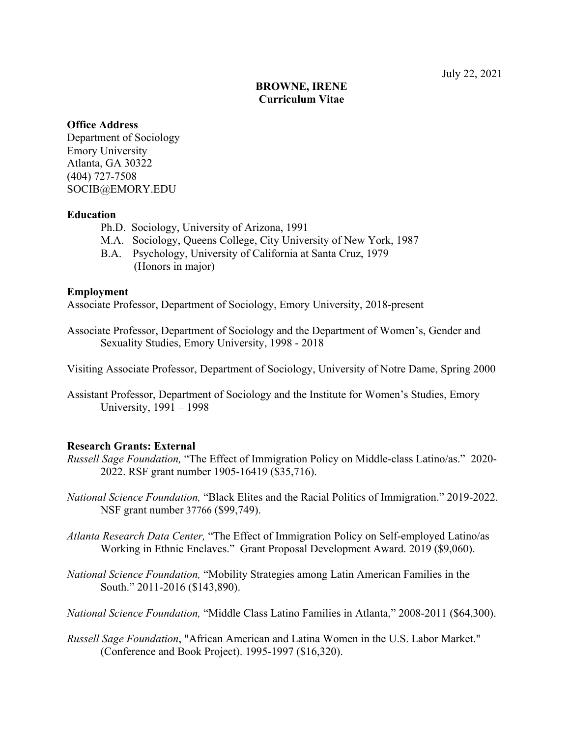July 22, 2021

# BROWNE, IRENE
## Curriculum Vitae

**Office Address**
Department of Sociology
Emory University
Atlanta, GA 30322
(404) 727-7508
SOCIB@EMORY.EDU

**Education**

Ph.D. Sociology, University of Arizona, 1991
M.A. Sociology, Queens College, City University of New York, 1987
B.A. Psychology, University of California at Santa Cruz, 1979
(Honors in major)

**Employment**

Associate Professor, Department of Sociology, Emory University, 2018-present

Associate Professor, Department of Sociology and the Department of Women's, Gender and Sexuality Studies, Emory University, 1998 - 2018

Visiting Associate Professor, Department of Sociology, University of Notre Dame, Spring 2000

Assistant Professor, Department of Sociology and the Institute for Women's Studies, Emory University, 1991 – 1998

**Research Grants: External**

*Russell Sage Foundation,* "The Effect of Immigration Policy on Middle-class Latino/as." 2020-2022. RSF grant number 1905-16419 ($35,716).

*National Science Foundation,* "Black Elites and the Racial Politics of Immigration." 2019-2022. NSF grant number 37766 ($99,749).

*Atlanta Research Data Center,* "The Effect of Immigration Policy on Self-employed Latino/as Working in Ethnic Enclaves." Grant Proposal Development Award. 2019 ($9,060).

*National Science Foundation,* "Mobility Strategies among Latin American Families in the South." 2011-2016 ($143,890).

*National Science Foundation,* "Middle Class Latino Families in Atlanta," 2008-2011 ($64,300).

*Russell Sage Foundation*, "African American and Latina Women in the U.S. Labor Market." (Conference and Book Project). 1995-1997 ($16,320).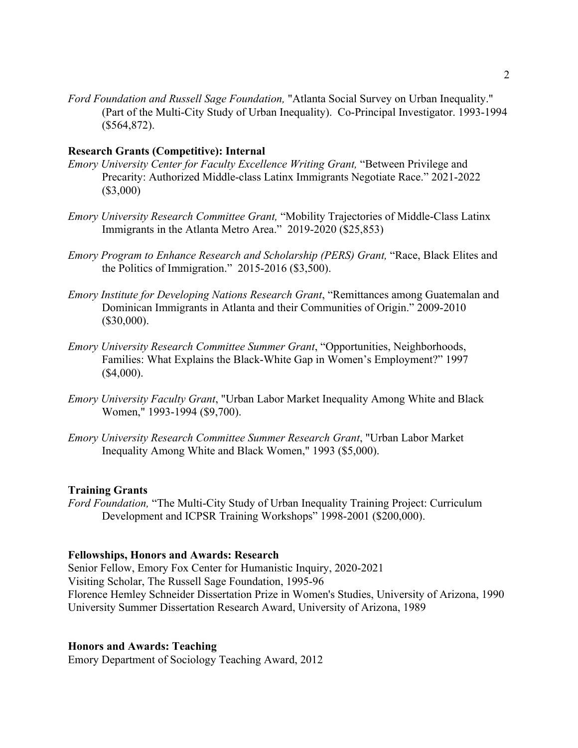*Ford Foundation and Russell Sage Foundation,* "Atlanta Social Survey on Urban Inequality." (Part of the Multi-City Study of Urban Inequality). Co-Principal Investigator. 1993-1994 ($564,872).

**Research Grants (Competitive): Internal**

*Emory University Center for Faculty Excellence Writing Grant,* "Between Privilege and Precarity: Authorized Middle-class Latinx Immigrants Negotiate Race." 2021-2022 ($3,000)

*Emory University Research Committee Grant,* "Mobility Trajectories of Middle-Class Latinx Immigrants in the Atlanta Metro Area." 2019-2020 ($25,853)

*Emory Program to Enhance Research and Scholarship (PERS) Grant,* "Race, Black Elites and the Politics of Immigration." 2015-2016 ($3,500).

*Emory Institute for Developing Nations Research Grant*, "Remittances among Guatemalan and Dominican Immigrants in Atlanta and their Communities of Origin." 2009-2010 ($30,000).

*Emory University Research Committee Summer Grant*, "Opportunities, Neighborhoods, Families: What Explains the Black-White Gap in Women's Employment?" 1997 ($4,000).

*Emory University Faculty Grant*, "Urban Labor Market Inequality Among White and Black Women," 1993-1994 ($9,700).

*Emory University Research Committee Summer Research Grant*, "Urban Labor Market Inequality Among White and Black Women," 1993 ($5,000).

**Training Grants**

*Ford Foundation,* "The Multi-City Study of Urban Inequality Training Project: Curriculum Development and ICPSR Training Workshops" 1998-2001 ($200,000).

**Fellowships, Honors and Awards: Research**

Senior Fellow, Emory Fox Center for Humanistic Inquiry, 2020-2021
Visiting Scholar, The Russell Sage Foundation, 1995-96
Florence Hemley Schneider Dissertation Prize in Women's Studies, University of Arizona, 1990
University Summer Dissertation Research Award, University of Arizona, 1989

**Honors and Awards: Teaching**

Emory Department of Sociology Teaching Award, 2012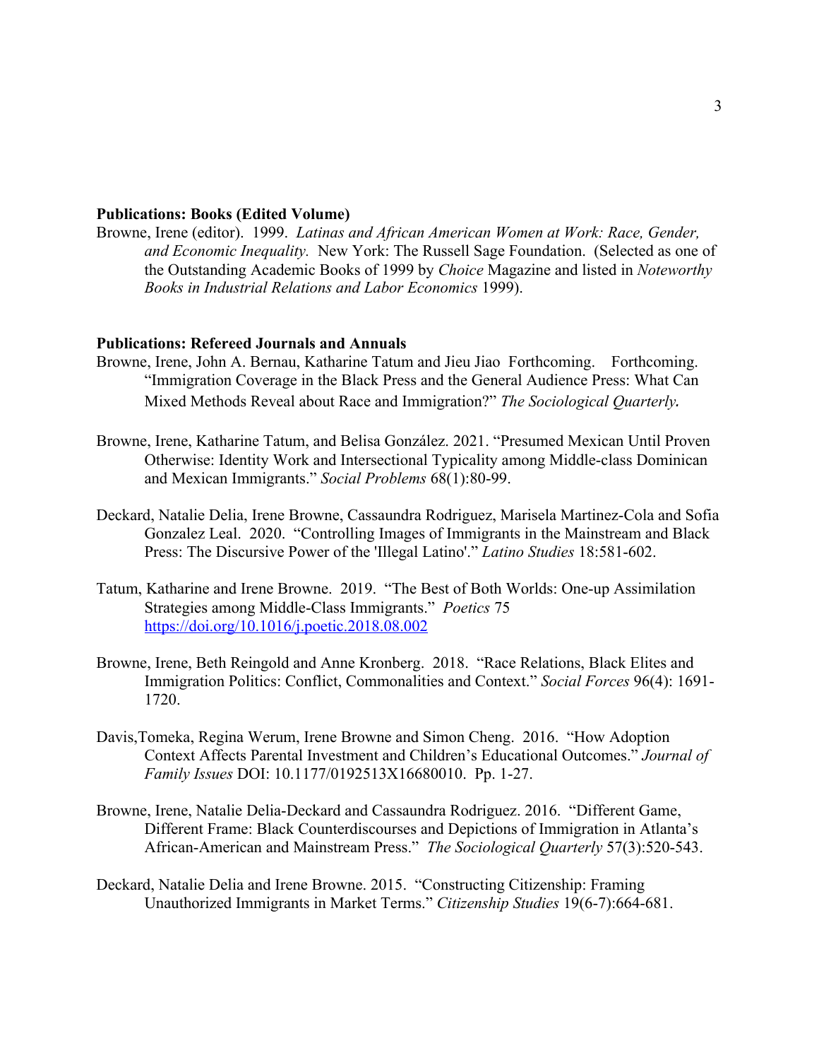**Publications: Books (Edited Volume)**

Browne, Irene (editor). 1999. *Latinas and African American Women at Work: Race, Gender, and Economic Inequality.* New York: The Russell Sage Foundation. (Selected as one of the Outstanding Academic Books of 1999 by *Choice* Magazine and listed in *Noteworthy Books in Industrial Relations and Labor Economics* 1999).

**Publications: Refereed Journals and Annuals**

Browne, Irene, John A. Bernau, Katharine Tatum and Jieu Jiao Forthcoming. Forthcoming. "Immigration Coverage in the Black Press and the General Audience Press: What Can Mixed Methods Reveal about Race and Immigration?" *The Sociological Quarterly.*

Browne, Irene, Katharine Tatum, and Belisa González. 2021. "Presumed Mexican Until Proven Otherwise: Identity Work and Intersectional Typicality among Middle-class Dominican and Mexican Immigrants." *Social Problems* 68(1):80-99.

Deckard, Natalie Delia, Irene Browne, Cassaundra Rodriguez, Marisela Martinez-Cola and Sofia Gonzalez Leal. 2020. "Controlling Images of Immigrants in the Mainstream and Black Press: The Discursive Power of the 'Illegal Latino'." *Latino Studies* 18:581-602.

Tatum, Katharine and Irene Browne. 2019. "The Best of Both Worlds: One-up Assimilation Strategies among Middle-Class Immigrants." *Poetics* 75 https://doi.org/10.1016/j.poetic.2018.08.002

Browne, Irene, Beth Reingold and Anne Kronberg. 2018. "Race Relations, Black Elites and Immigration Politics: Conflict, Commonalities and Context." *Social Forces* 96(4): 1691-1720.

Davis,Tomeka, Regina Werum, Irene Browne and Simon Cheng. 2016. "How Adoption Context Affects Parental Investment and Children's Educational Outcomes." *Journal of Family Issues* DOI: 10.1177/0192513X16680010. Pp. 1-27.

Browne, Irene, Natalie Delia-Deckard and Cassaundra Rodriguez. 2016. "Different Game, Different Frame: Black Counterdiscourses and Depictions of Immigration in Atlanta's African-American and Mainstream Press." *The Sociological Quarterly* 57(3):520-543.

Deckard, Natalie Delia and Irene Browne. 2015. "Constructing Citizenship: Framing Unauthorized Immigrants in Market Terms." *Citizenship Studies* 19(6-7):664-681.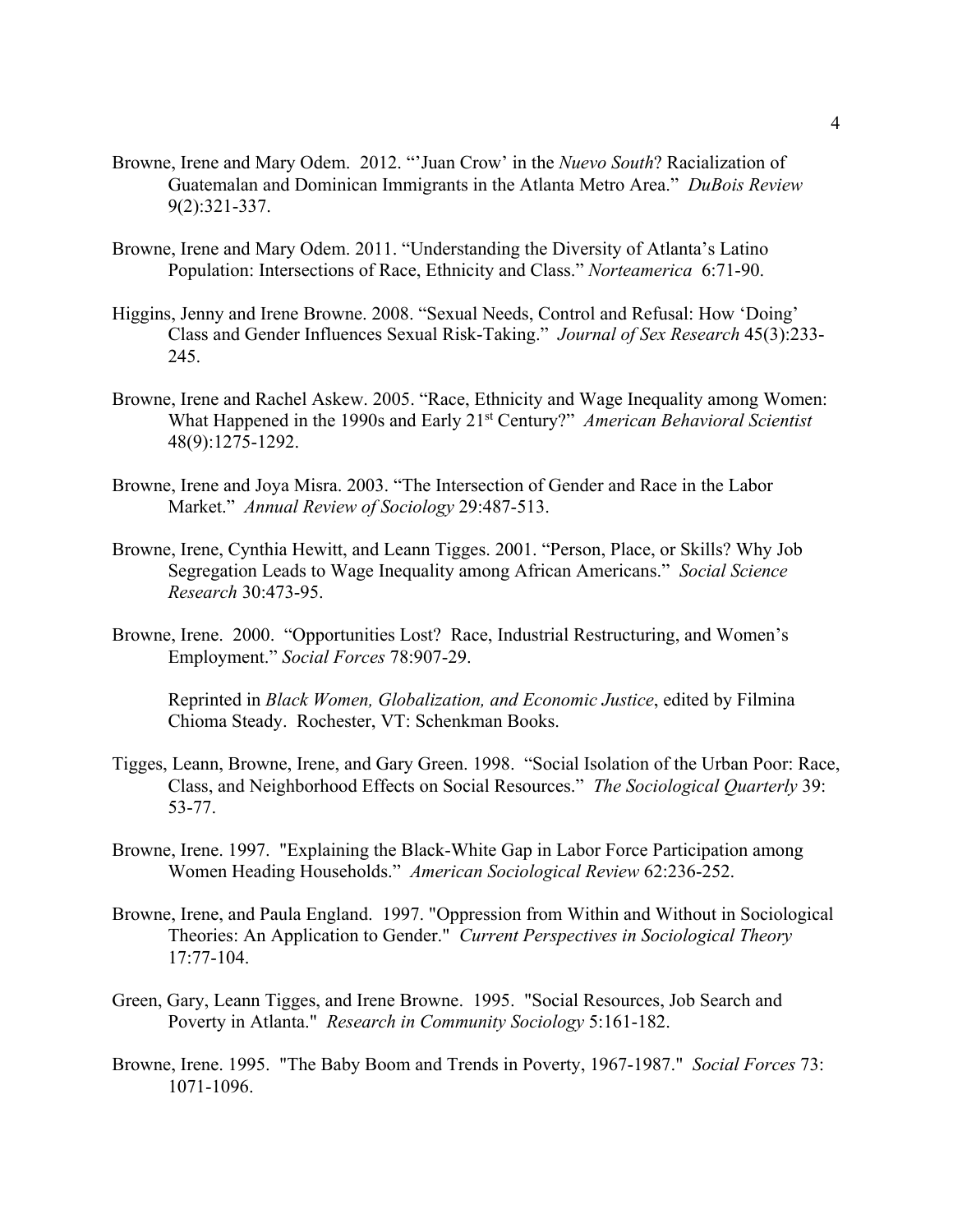Browne, Irene and Mary Odem. 2012. "'Juan Crow' in the *Nuevo South*? Racialization of Guatemalan and Dominican Immigrants in the Atlanta Metro Area." *DuBois Review* 9(2):321-337.

Browne, Irene and Mary Odem. 2011. "Understanding the Diversity of Atlanta's Latino Population: Intersections of Race, Ethnicity and Class." *Norteamerica* 6:71-90.

Higgins, Jenny and Irene Browne. 2008. "Sexual Needs, Control and Refusal: How 'Doing' Class and Gender Influences Sexual Risk-Taking." *Journal of Sex Research* 45(3):233-245.

Browne, Irene and Rachel Askew. 2005. "Race, Ethnicity and Wage Inequality among Women: What Happened in the 1990s and Early 21st Century?" *American Behavioral Scientist* 48(9):1275-1292.

Browne, Irene and Joya Misra. 2003. "The Intersection of Gender and Race in the Labor Market." *Annual Review of Sociology* 29:487-513.

Browne, Irene, Cynthia Hewitt, and Leann Tigges. 2001. "Person, Place, or Skills? Why Job Segregation Leads to Wage Inequality among African Americans." *Social Science Research* 30:473-95.

Browne, Irene. 2000. "Opportunities Lost? Race, Industrial Restructuring, and Women's Employment." *Social Forces* 78:907-29.

Reprinted in *Black Women, Globalization, and Economic Justice*, edited by Filmina Chioma Steady. Rochester, VT: Schenkman Books.

Tigges, Leann, Browne, Irene, and Gary Green. 1998. "Social Isolation of the Urban Poor: Race, Class, and Neighborhood Effects on Social Resources." *The Sociological Quarterly* 39: 53-77.

Browne, Irene. 1997. "Explaining the Black-White Gap in Labor Force Participation among Women Heading Households." *American Sociological Review* 62:236-252.

Browne, Irene, and Paula England. 1997. "Oppression from Within and Without in Sociological Theories: An Application to Gender." *Current Perspectives in Sociological Theory* 17:77-104.

Green, Gary, Leann Tigges, and Irene Browne. 1995. "Social Resources, Job Search and Poverty in Atlanta." *Research in Community Sociology* 5:161-182.

Browne, Irene. 1995. "The Baby Boom and Trends in Poverty, 1967-1987." *Social Forces* 73: 1071-1096.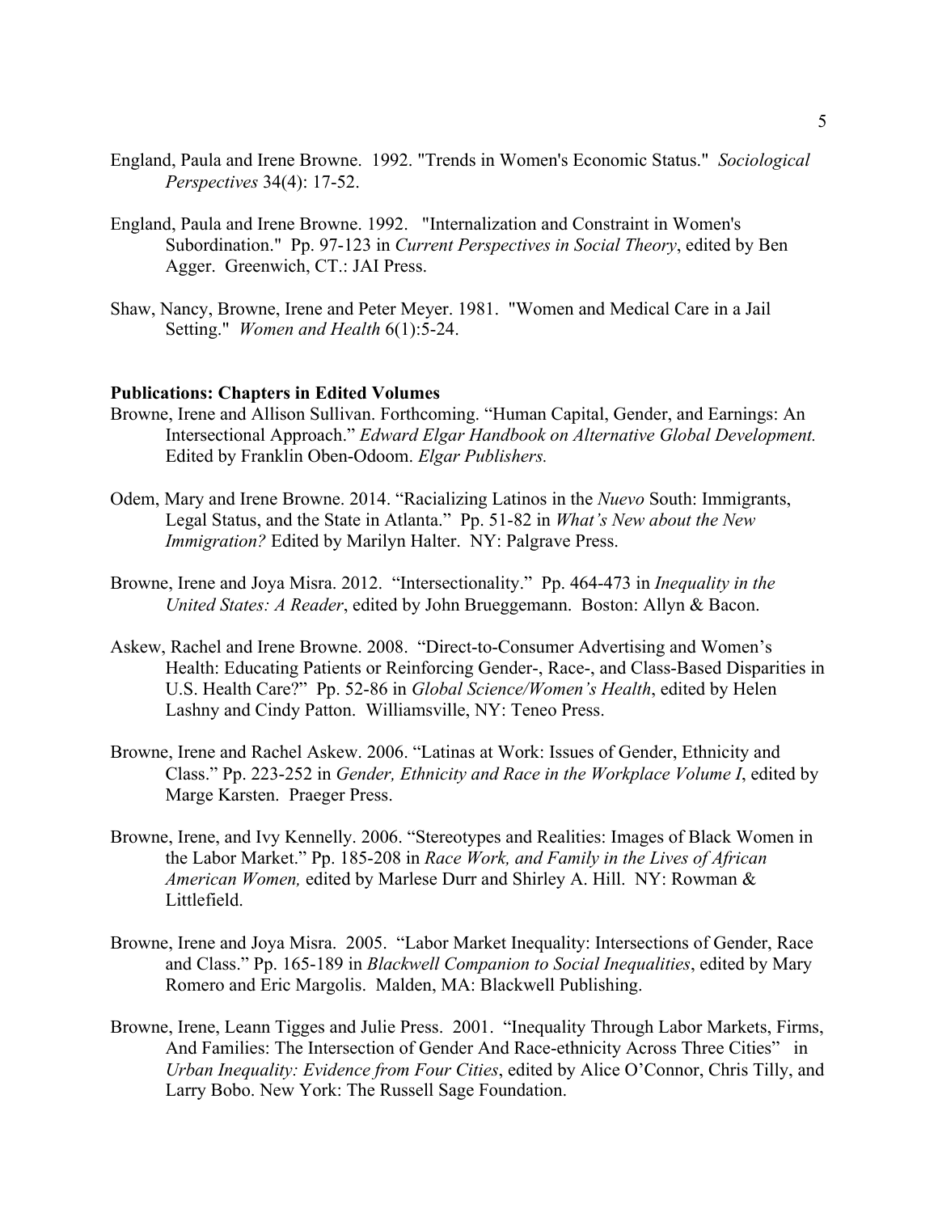England, Paula and Irene Browne. 1992. "Trends in Women's Economic Status." *Sociological Perspectives* 34(4): 17-52.

England, Paula and Irene Browne. 1992. "Internalization and Constraint in Women's Subordination." Pp. 97-123 in *Current Perspectives in Social Theory*, edited by Ben Agger. Greenwich, CT.: JAI Press.

Shaw, Nancy, Browne, Irene and Peter Meyer. 1981. "Women and Medical Care in a Jail Setting." *Women and Health* 6(1):5-24.

**Publications: Chapters in Edited Volumes**

Browne, Irene and Allison Sullivan. Forthcoming. "Human Capital, Gender, and Earnings: An Intersectional Approach." *Edward Elgar Handbook on Alternative Global Development.* Edited by Franklin Oben-Odoom. *Elgar Publishers.*

Odem, Mary and Irene Browne. 2014. "Racializing Latinos in the *Nuevo* South: Immigrants, Legal Status, and the State in Atlanta." Pp. 51-82 in *What's New about the New Immigration?* Edited by Marilyn Halter. NY: Palgrave Press.

Browne, Irene and Joya Misra. 2012. "Intersectionality." Pp. 464-473 in *Inequality in the United States: A Reader*, edited by John Brueggemann. Boston: Allyn & Bacon.

Askew, Rachel and Irene Browne. 2008. "Direct-to-Consumer Advertising and Women's Health: Educating Patients or Reinforcing Gender-, Race-, and Class-Based Disparities in U.S. Health Care?" Pp. 52-86 in *Global Science/Women's Health*, edited by Helen Lashny and Cindy Patton. Williamsville, NY: Teneo Press.

Browne, Irene and Rachel Askew. 2006. "Latinas at Work: Issues of Gender, Ethnicity and Class." Pp. 223-252 in *Gender, Ethnicity and Race in the Workplace Volume I*, edited by Marge Karsten. Praeger Press.

Browne, Irene, and Ivy Kennelly. 2006. "Stereotypes and Realities: Images of Black Women in the Labor Market." Pp. 185-208 in *Race Work, and Family in the Lives of African American Women,* edited by Marlese Durr and Shirley A. Hill. NY: Rowman & Littlefield.

Browne, Irene and Joya Misra. 2005. "Labor Market Inequality: Intersections of Gender, Race and Class." Pp. 165-189 in *Blackwell Companion to Social Inequalities*, edited by Mary Romero and Eric Margolis. Malden, MA: Blackwell Publishing.

Browne, Irene, Leann Tigges and Julie Press. 2001. "Inequality Through Labor Markets, Firms, And Families: The Intersection of Gender And Race-ethnicity Across Three Cities" in *Urban Inequality: Evidence from Four Cities*, edited by Alice O'Connor, Chris Tilly, and Larry Bobo. New York: The Russell Sage Foundation.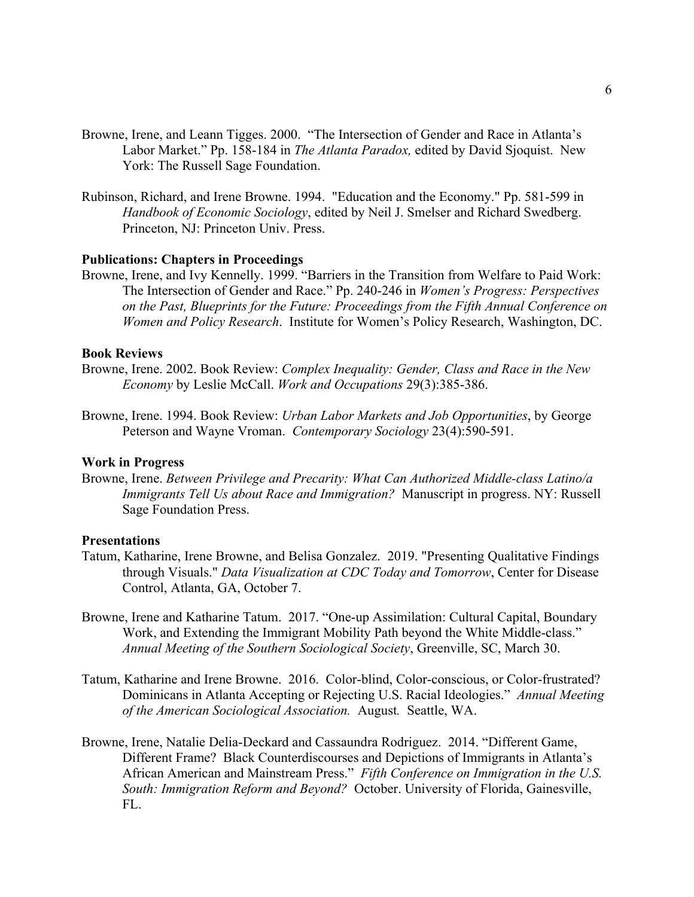Browne, Irene, and Leann Tigges. 2000. "The Intersection of Gender and Race in Atlanta's Labor Market." Pp. 158-184 in *The Atlanta Paradox,* edited by David Sjoquist. New York: The Russell Sage Foundation.

Rubinson, Richard, and Irene Browne. 1994. "Education and the Economy." Pp. 581-599 in *Handbook of Economic Sociology*, edited by Neil J. Smelser and Richard Swedberg. Princeton, NJ: Princeton Univ. Press.

**Publications: Chapters in Proceedings**

Browne, Irene, and Ivy Kennelly. 1999. "Barriers in the Transition from Welfare to Paid Work: The Intersection of Gender and Race." Pp. 240-246 in *Women's Progress: Perspectives on the Past, Blueprints for the Future: Proceedings from the Fifth Annual Conference on Women and Policy Research*. Institute for Women's Policy Research, Washington, DC.

**Book Reviews**

Browne, Irene. 2002. Book Review: *Complex Inequality: Gender, Class and Race in the New Economy* by Leslie McCall. *Work and Occupations* 29(3):385-386.

Browne, Irene. 1994. Book Review: *Urban Labor Markets and Job Opportunities*, by George Peterson and Wayne Vroman. *Contemporary Sociology* 23(4):590-591.

**Work in Progress**

Browne, Irene. *Between Privilege and Precarity: What Can Authorized Middle-class Latino/a Immigrants Tell Us about Race and Immigration?* Manuscript in progress. NY: Russell Sage Foundation Press.

**Presentations**

Tatum, Katharine, Irene Browne, and Belisa Gonzalez. 2019. "Presenting Qualitative Findings through Visuals." *Data Visualization at CDC Today and Tomorrow*, Center for Disease Control, Atlanta, GA, October 7.

Browne, Irene and Katharine Tatum. 2017. "One-up Assimilation: Cultural Capital, Boundary Work, and Extending the Immigrant Mobility Path beyond the White Middle-class." *Annual Meeting of the Southern Sociological Society*, Greenville, SC, March 30.

Tatum, Katharine and Irene Browne. 2016. Color-blind, Color-conscious, or Color-frustrated? Dominicans in Atlanta Accepting or Rejecting U.S. Racial Ideologies." *Annual Meeting of the American Sociological Association.* August*.* Seattle, WA.

Browne, Irene, Natalie Delia-Deckard and Cassaundra Rodriguez. 2014. "Different Game, Different Frame? Black Counterdiscourses and Depictions of Immigrants in Atlanta's African American and Mainstream Press." *Fifth Conference on Immigration in the U.S. South: Immigration Reform and Beyond?* October. University of Florida, Gainesville, FL.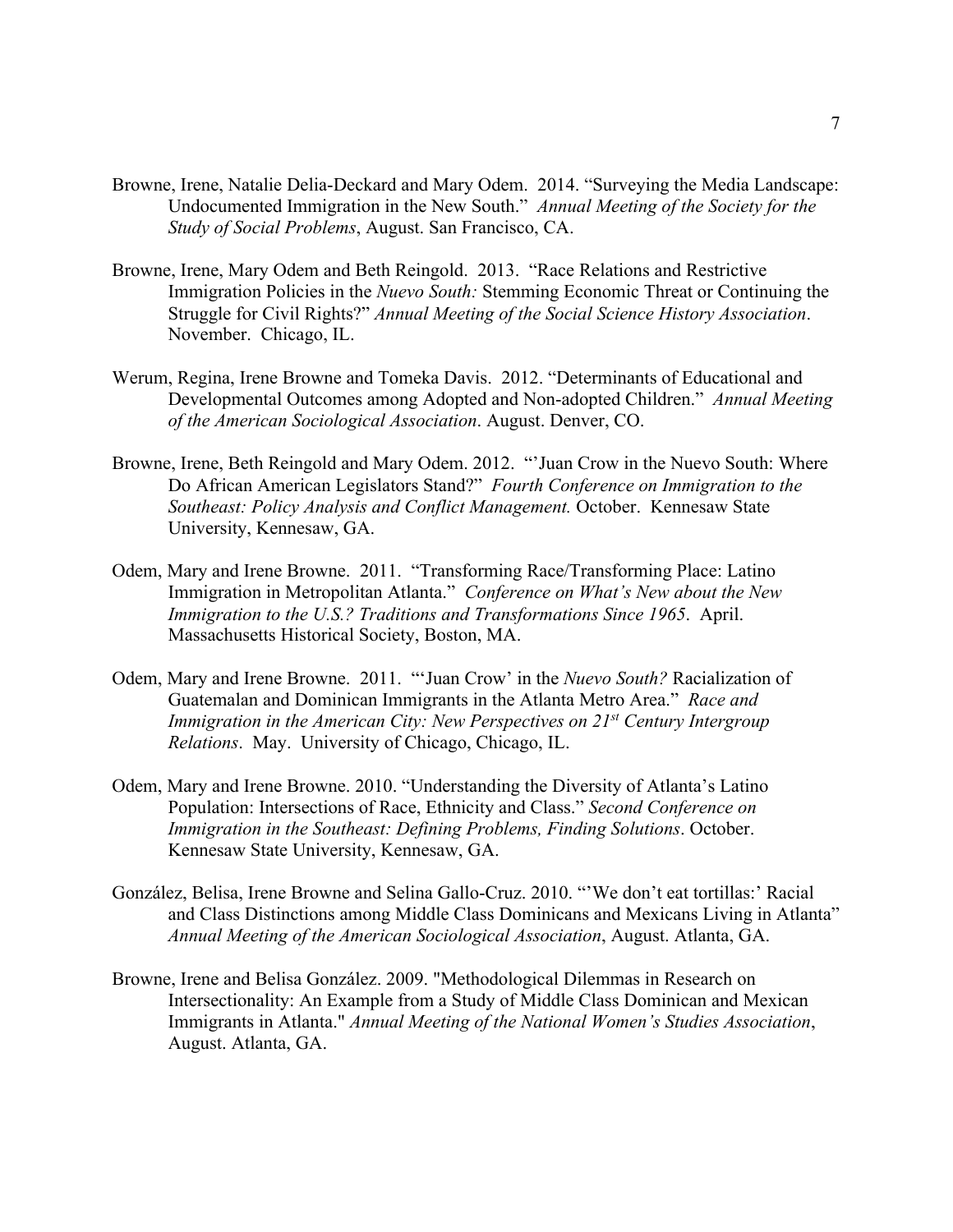Browne, Irene, Natalie Delia-Deckard and Mary Odem. 2014. "Surveying the Media Landscape: Undocumented Immigration in the New South." *Annual Meeting of the Society for the Study of Social Problems*, August. San Francisco, CA.

Browne, Irene, Mary Odem and Beth Reingold. 2013. "Race Relations and Restrictive Immigration Policies in the *Nuevo South:* Stemming Economic Threat or Continuing the Struggle for Civil Rights?" *Annual Meeting of the Social Science History Association*. November. Chicago, IL.

Werum, Regina, Irene Browne and Tomeka Davis. 2012. "Determinants of Educational and Developmental Outcomes among Adopted and Non-adopted Children." *Annual Meeting of the American Sociological Association*. August. Denver, CO.

Browne, Irene, Beth Reingold and Mary Odem. 2012. "'Juan Crow in the Nuevo South: Where Do African American Legislators Stand?" *Fourth Conference on Immigration to the Southeast: Policy Analysis and Conflict Management.* October. Kennesaw State University, Kennesaw, GA.

Odem, Mary and Irene Browne. 2011. "Transforming Race/Transforming Place: Latino Immigration in Metropolitan Atlanta." *Conference on What's New about the New Immigration to the U.S.? Traditions and Transformations Since 1965*. April. Massachusetts Historical Society, Boston, MA.

Odem, Mary and Irene Browne. 2011. "'Juan Crow' in the *Nuevo South?* Racialization of Guatemalan and Dominican Immigrants in the Atlanta Metro Area." *Race and Immigration in the American City: New Perspectives on 21st Century Intergroup Relations*. May. University of Chicago, Chicago, IL.

Odem, Mary and Irene Browne. 2010. "Understanding the Diversity of Atlanta's Latino Population: Intersections of Race, Ethnicity and Class." *Second Conference on Immigration in the Southeast: Defining Problems, Finding Solutions*. October. Kennesaw State University, Kennesaw, GA.

González, Belisa, Irene Browne and Selina Gallo-Cruz. 2010. "'We don't eat tortillas:' Racial and Class Distinctions among Middle Class Dominicans and Mexicans Living in Atlanta" *Annual Meeting of the American Sociological Association*, August. Atlanta, GA.

Browne, Irene and Belisa González. 2009. "Methodological Dilemmas in Research on Intersectionality: An Example from a Study of Middle Class Dominican and Mexican Immigrants in Atlanta." *Annual Meeting of the National Women's Studies Association*, August. Atlanta, GA.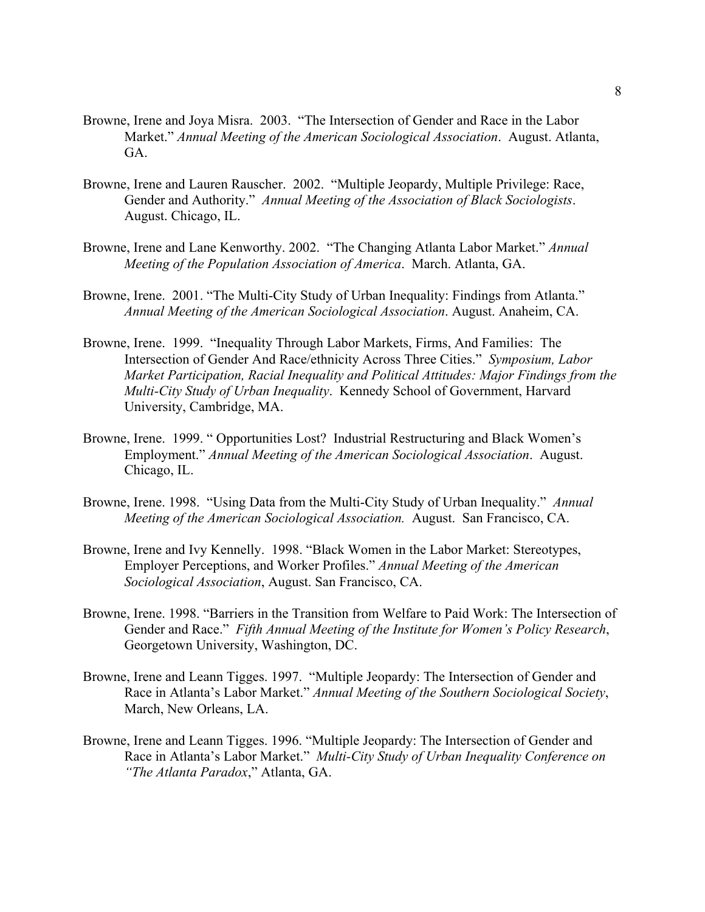Browne, Irene and Joya Misra. 2003. "The Intersection of Gender and Race in the Labor Market." *Annual Meeting of the American Sociological Association*. August. Atlanta, GA.

Browne, Irene and Lauren Rauscher. 2002. "Multiple Jeopardy, Multiple Privilege: Race, Gender and Authority." *Annual Meeting of the Association of Black Sociologists*. August. Chicago, IL.

Browne, Irene and Lane Kenworthy. 2002. "The Changing Atlanta Labor Market." *Annual Meeting of the Population Association of America*. March. Atlanta, GA.

Browne, Irene. 2001. "The Multi-City Study of Urban Inequality: Findings from Atlanta." *Annual Meeting of the American Sociological Association*. August. Anaheim, CA.

Browne, Irene. 1999. "Inequality Through Labor Markets, Firms, And Families: The Intersection of Gender And Race/ethnicity Across Three Cities." *Symposium, Labor Market Participation, Racial Inequality and Political Attitudes: Major Findings from the Multi-City Study of Urban Inequality*. Kennedy School of Government, Harvard University, Cambridge, MA.

Browne, Irene. 1999. " Opportunities Lost? Industrial Restructuring and Black Women's Employment." *Annual Meeting of the American Sociological Association*. August. Chicago, IL.

Browne, Irene. 1998. "Using Data from the Multi-City Study of Urban Inequality." *Annual Meeting of the American Sociological Association.* August. San Francisco, CA.

Browne, Irene and Ivy Kennelly. 1998. "Black Women in the Labor Market: Stereotypes, Employer Perceptions, and Worker Profiles." *Annual Meeting of the American Sociological Association*, August. San Francisco, CA.

Browne, Irene. 1998. "Barriers in the Transition from Welfare to Paid Work: The Intersection of Gender and Race." *Fifth Annual Meeting of the Institute for Women's Policy Research*, Georgetown University, Washington, DC.

Browne, Irene and Leann Tigges. 1997. "Multiple Jeopardy: The Intersection of Gender and Race in Atlanta's Labor Market." *Annual Meeting of the Southern Sociological Society*, March, New Orleans, LA.

Browne, Irene and Leann Tigges. 1996. "Multiple Jeopardy: The Intersection of Gender and Race in Atlanta's Labor Market." *Multi-City Study of Urban Inequality Conference on "The Atlanta Paradox*," Atlanta, GA.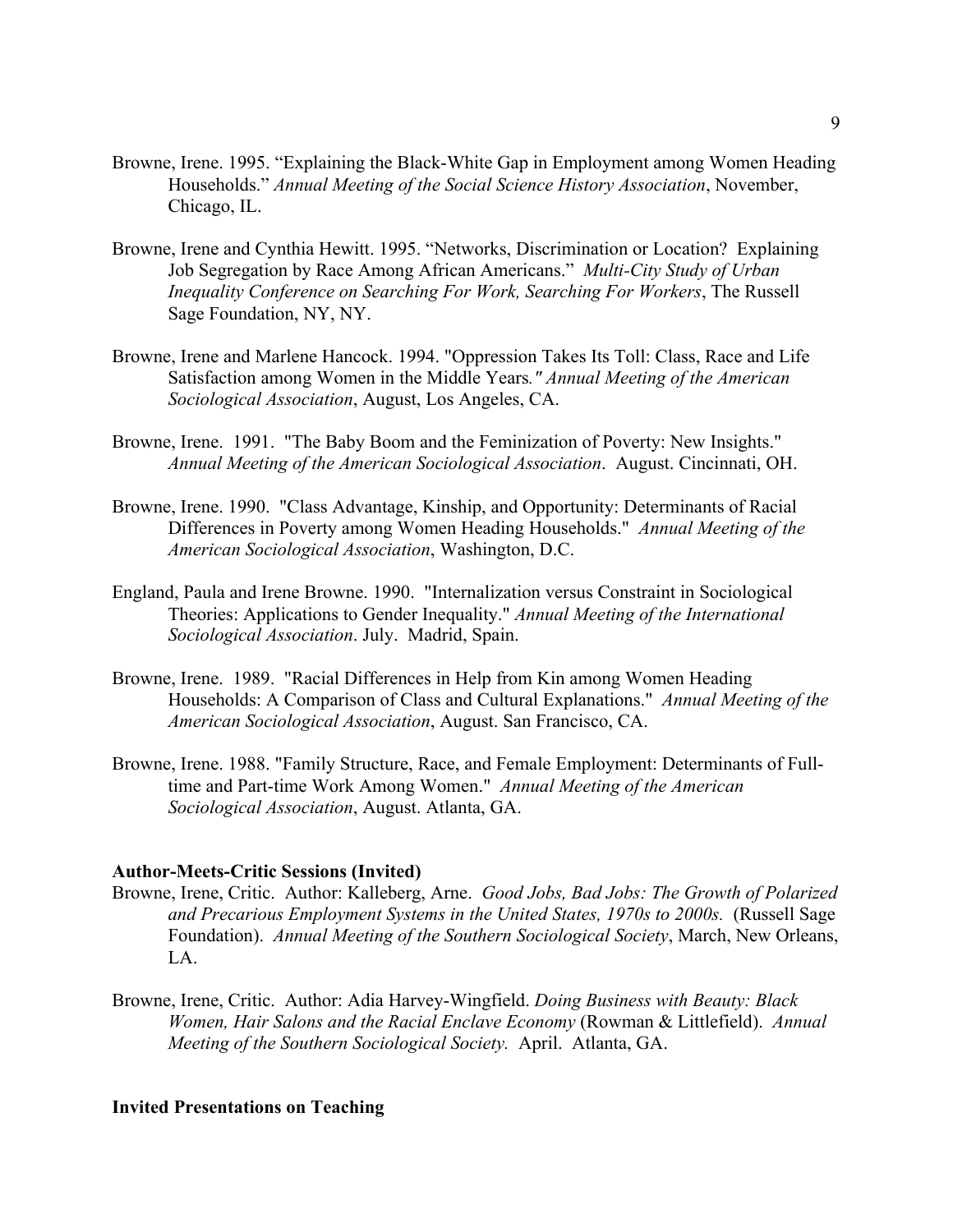Browne, Irene. 1995. "Explaining the Black-White Gap in Employment among Women Heading Households." *Annual Meeting of the Social Science History Association*, November, Chicago, IL.

Browne, Irene and Cynthia Hewitt. 1995. "Networks, Discrimination or Location? Explaining Job Segregation by Race Among African Americans." *Multi-City Study of Urban Inequality Conference on Searching For Work, Searching For Workers*, The Russell Sage Foundation, NY, NY.

Browne, Irene and Marlene Hancock. 1994. "Oppression Takes Its Toll: Class, Race and Life Satisfaction among Women in the Middle Years*." Annual Meeting of the American Sociological Association*, August, Los Angeles, CA.

Browne, Irene. 1991. "The Baby Boom and the Feminization of Poverty: New Insights." *Annual Meeting of the American Sociological Association*. August. Cincinnati, OH.

Browne, Irene. 1990. "Class Advantage, Kinship, and Opportunity: Determinants of Racial Differences in Poverty among Women Heading Households." *Annual Meeting of the American Sociological Association*, Washington, D.C.

England, Paula and Irene Browne. 1990. "Internalization versus Constraint in Sociological Theories: Applications to Gender Inequality." *Annual Meeting of the International Sociological Association*. July. Madrid, Spain.

Browne, Irene. 1989. "Racial Differences in Help from Kin among Women Heading Households: A Comparison of Class and Cultural Explanations." *Annual Meeting of the American Sociological Association*, August. San Francisco, CA.

Browne, Irene. 1988. "Family Structure, Race, and Female Employment: Determinants of Full-time and Part-time Work Among Women." *Annual Meeting of the American Sociological Association*, August. Atlanta, GA.

**Author-Meets-Critic Sessions (Invited)**

Browne, Irene, Critic. Author: Kalleberg, Arne. *Good Jobs, Bad Jobs: The Growth of Polarized and Precarious Employment Systems in the United States, 1970s to 2000s.* (Russell Sage Foundation). *Annual Meeting of the Southern Sociological Society*, March, New Orleans, LA.

Browne, Irene, Critic. Author: Adia Harvey-Wingfield. *Doing Business with Beauty: Black Women, Hair Salons and the Racial Enclave Economy* (Rowman & Littlefield). *Annual Meeting of the Southern Sociological Society.* April. Atlanta, GA.

**Invited Presentations on Teaching**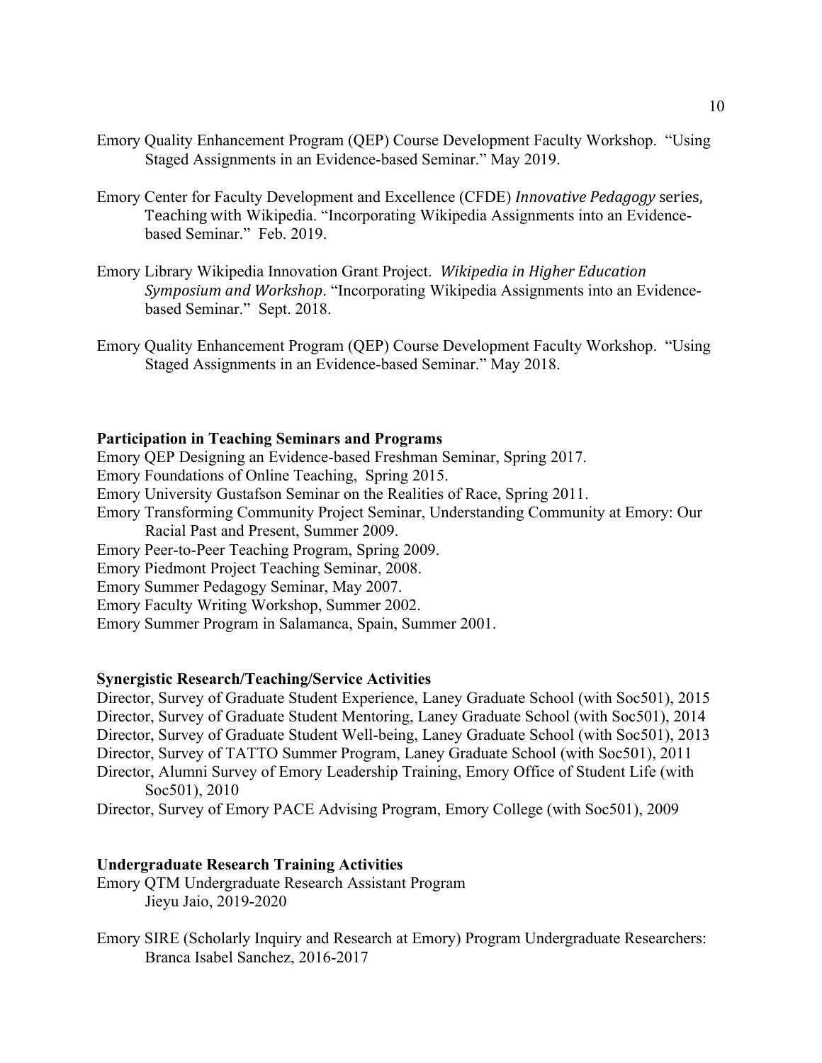Emory Quality Enhancement Program (QEP) Course Development Faculty Workshop. "Using Staged Assignments in an Evidence-based Seminar." May 2019.

Emory Center for Faculty Development and Excellence (CFDE) *Innovative Pedagogy* series, Teaching with Wikipedia. "Incorporating Wikipedia Assignments into an Evidence-based Seminar." Feb. 2019.

Emory Library Wikipedia Innovation Grant Project. *Wikipedia in Higher Education Symposium and Workshop*. "Incorporating Wikipedia Assignments into an Evidence-based Seminar." Sept. 2018.

Emory Quality Enhancement Program (QEP) Course Development Faculty Workshop. "Using Staged Assignments in an Evidence-based Seminar." May 2018.

**Participation in Teaching Seminars and Programs**

Emory QEP Designing an Evidence-based Freshman Seminar, Spring 2017.
Emory Foundations of Online Teaching, Spring 2015.
Emory University Gustafson Seminar on the Realities of Race, Spring 2011.
Emory Transforming Community Project Seminar, Understanding Community at Emory: Our Racial Past and Present, Summer 2009.
Emory Peer-to-Peer Teaching Program, Spring 2009.
Emory Piedmont Project Teaching Seminar, 2008.
Emory Summer Pedagogy Seminar, May 2007.
Emory Faculty Writing Workshop, Summer 2002.
Emory Summer Program in Salamanca, Spain, Summer 2001.

**Synergistic Research/Teaching/Service Activities**

Director, Survey of Graduate Student Experience, Laney Graduate School (with Soc501), 2015
Director, Survey of Graduate Student Mentoring, Laney Graduate School (with Soc501), 2014
Director, Survey of Graduate Student Well-being, Laney Graduate School (with Soc501), 2013
Director, Survey of TATTO Summer Program, Laney Graduate School (with Soc501), 2011
Director, Alumni Survey of Emory Leadership Training, Emory Office of Student Life (with Soc501), 2010
Director, Survey of Emory PACE Advising Program, Emory College (with Soc501), 2009

**Undergraduate Research Training Activities**

Emory QTM Undergraduate Research Assistant Program
Jieyu Jaio, 2019-2020

Emory SIRE (Scholarly Inquiry and Research at Emory) Program Undergraduate Researchers:
Branca Isabel Sanchez, 2016-2017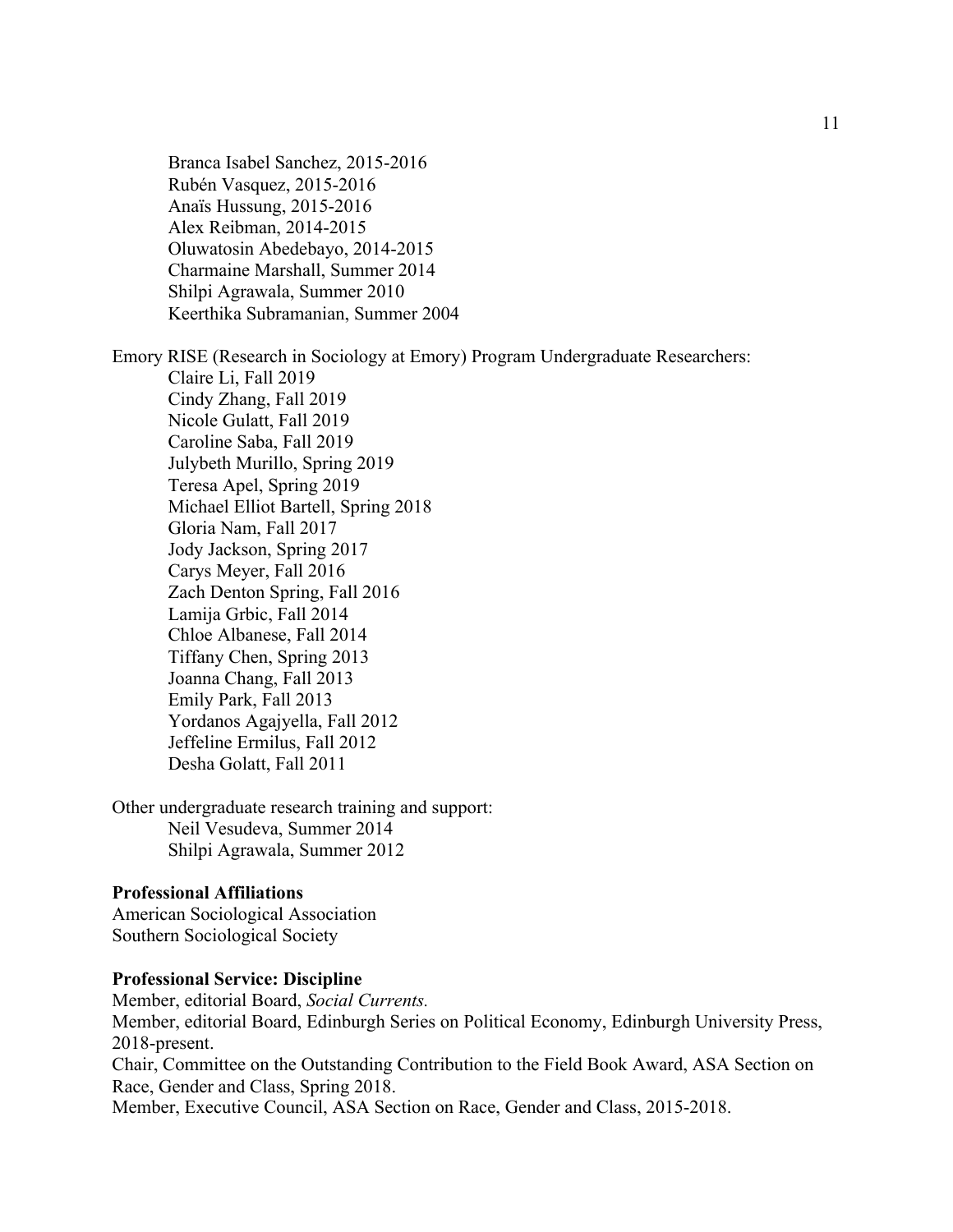Branca Isabel Sanchez, 2015-2016
Rubén Vasquez, 2015-2016
Anaïs Hussung, 2015-2016
Alex Reibman, 2014-2015
Oluwatosin Abedebayo, 2014-2015
Charmaine Marshall, Summer 2014
Shilpi Agrawala, Summer 2010
Keerthika Subramanian, Summer 2004

Emory RISE (Research in Sociology at Emory) Program Undergraduate Researchers:

Claire Li, Fall 2019
Cindy Zhang, Fall 2019
Nicole Gulatt, Fall 2019
Caroline Saba, Fall 2019
Julybeth Murillo, Spring 2019
Teresa Apel, Spring 2019
Michael Elliot Bartell, Spring 2018
Gloria Nam, Fall 2017
Jody Jackson, Spring 2017
Carys Meyer, Fall 2016
Zach Denton Spring, Fall 2016
Lamija Grbic, Fall 2014
Chloe Albanese, Fall 2014
Tiffany Chen, Spring 2013
Joanna Chang, Fall 2013
Emily Park, Fall 2013
Yordanos Agajyella, Fall 2012
Jeffeline Ermilus, Fall 2012
Desha Golatt, Fall 2011

Other undergraduate research training and support:

Neil Vesudeva, Summer 2014
Shilpi Agrawala, Summer 2012

**Professional Affiliations**

American Sociological Association
Southern Sociological Society

**Professional Service: Discipline**

Member, editorial Board, *Social Currents.*
Member, editorial Board, Edinburgh Series on Political Economy, Edinburgh University Press, 2018-present.
Chair, Committee on the Outstanding Contribution to the Field Book Award, ASA Section on Race, Gender and Class, Spring 2018.
Member, Executive Council, ASA Section on Race, Gender and Class, 2015-2018.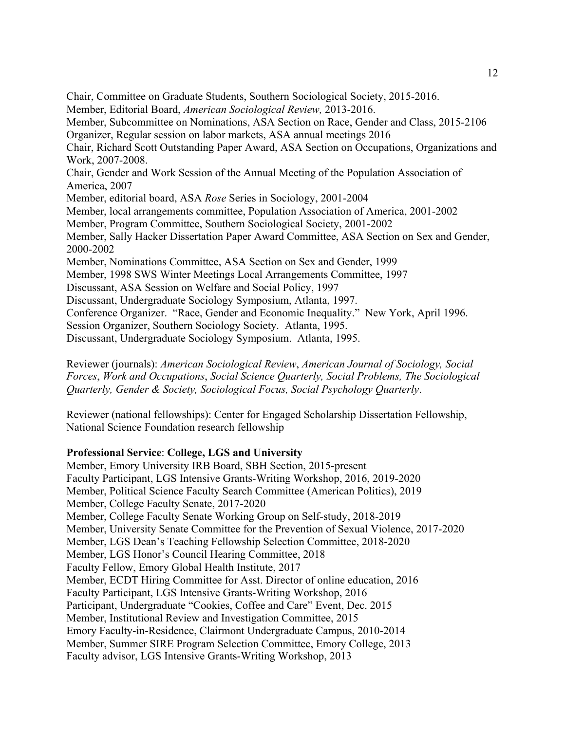Chair, Committee on Graduate Students, Southern Sociological Society, 2015-2016.
Member, Editorial Board, *American Sociological Review,* 2013-2016.
Member, Subcommittee on Nominations, ASA Section on Race, Gender and Class, 2015-2106
Organizer, Regular session on labor markets, ASA annual meetings 2016
Chair, Richard Scott Outstanding Paper Award, ASA Section on Occupations, Organizations and Work, 2007-2008.
Chair, Gender and Work Session of the Annual Meeting of the Population Association of America, 2007
Member, editorial board, ASA *Rose* Series in Sociology, 2001-2004
Member, local arrangements committee, Population Association of America, 2001-2002
Member, Program Committee, Southern Sociological Society, 2001-2002
Member, Sally Hacker Dissertation Paper Award Committee, ASA Section on Sex and Gender, 2000-2002
Member, Nominations Committee, ASA Section on Sex and Gender, 1999
Member, 1998 SWS Winter Meetings Local Arrangements Committee, 1997
Discussant, ASA Session on Welfare and Social Policy, 1997
Discussant, Undergraduate Sociology Symposium, Atlanta, 1997.
Conference Organizer. "Race, Gender and Economic Inequality." New York, April 1996.
Session Organizer, Southern Sociology Society. Atlanta, 1995.
Discussant, Undergraduate Sociology Symposium. Atlanta, 1995.

Reviewer (journals): *American Sociological Review*, *American Journal of Sociology, Social Forces*, *Work and Occupations*, *Social Science Quarterly, Social Problems, The Sociological Quarterly, Gender & Society, Sociological Focus, Social Psychology Quarterly*.

Reviewer (national fellowships): Center for Engaged Scholarship Dissertation Fellowship, National Science Foundation research fellowship

**Professional Service**: **College, LGS and University**

Member, Emory University IRB Board, SBH Section, 2015-present
Faculty Participant, LGS Intensive Grants-Writing Workshop, 2016, 2019-2020
Member, Political Science Faculty Search Committee (American Politics), 2019
Member, College Faculty Senate, 2017-2020
Member, College Faculty Senate Working Group on Self-study, 2018-2019
Member, University Senate Committee for the Prevention of Sexual Violence, 2017-2020
Member, LGS Dean's Teaching Fellowship Selection Committee, 2018-2020
Member, LGS Honor's Council Hearing Committee, 2018
Faculty Fellow, Emory Global Health Institute, 2017
Member, ECDT Hiring Committee for Asst. Director of online education, 2016
Faculty Participant, LGS Intensive Grants-Writing Workshop, 2016
Participant, Undergraduate "Cookies, Coffee and Care" Event, Dec. 2015
Member, Institutional Review and Investigation Committee, 2015
Emory Faculty-in-Residence, Clairmont Undergraduate Campus, 2010-2014
Member, Summer SIRE Program Selection Committee, Emory College, 2013
Faculty advisor, LGS Intensive Grants-Writing Workshop, 2013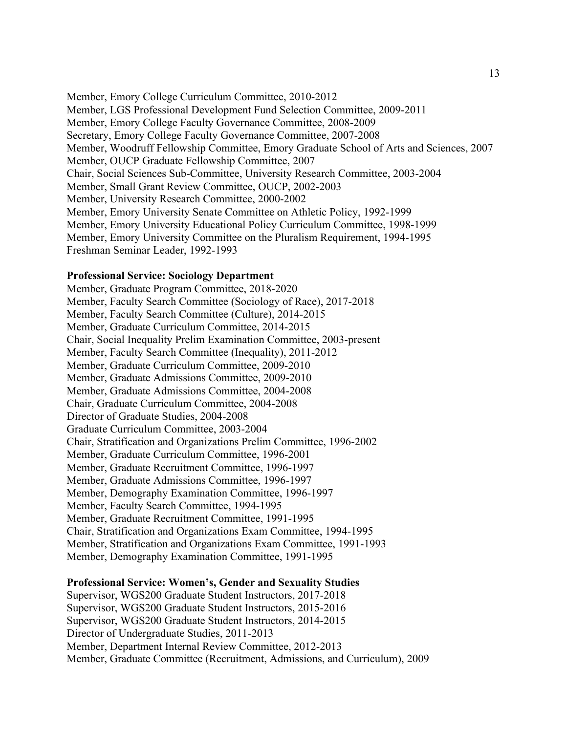Member, Emory College Curriculum Committee, 2010-2012
Member, LGS Professional Development Fund Selection Committee, 2009-2011
Member, Emory College Faculty Governance Committee, 2008-2009
Secretary, Emory College Faculty Governance Committee, 2007-2008
Member, Woodruff Fellowship Committee, Emory Graduate School of Arts and Sciences, 2007
Member, OUCP Graduate Fellowship Committee, 2007
Chair, Social Sciences Sub-Committee, University Research Committee, 2003-2004
Member, Small Grant Review Committee, OUCP, 2002-2003
Member, University Research Committee, 2000-2002
Member, Emory University Senate Committee on Athletic Policy, 1992-1999
Member, Emory University Educational Policy Curriculum Committee, 1998-1999
Member, Emory University Committee on the Pluralism Requirement, 1994-1995
Freshman Seminar Leader, 1992-1993

**Professional Service: Sociology Department**

Member, Graduate Program Committee, 2018-2020
Member, Faculty Search Committee (Sociology of Race), 2017-2018
Member, Faculty Search Committee (Culture), 2014-2015
Member, Graduate Curriculum Committee, 2014-2015
Chair, Social Inequality Prelim Examination Committee, 2003-present
Member, Faculty Search Committee (Inequality), 2011-2012
Member, Graduate Curriculum Committee, 2009-2010
Member, Graduate Admissions Committee, 2009-2010
Member, Graduate Admissions Committee, 2004-2008
Chair, Graduate Curriculum Committee, 2004-2008
Director of Graduate Studies, 2004-2008
Graduate Curriculum Committee, 2003-2004
Chair, Stratification and Organizations Prelim Committee, 1996-2002
Member, Graduate Curriculum Committee, 1996-2001
Member, Graduate Recruitment Committee, 1996-1997
Member, Graduate Admissions Committee, 1996-1997
Member, Demography Examination Committee, 1996-1997
Member, Faculty Search Committee, 1994-1995
Member, Graduate Recruitment Committee, 1991-1995
Chair, Stratification and Organizations Exam Committee, 1994-1995
Member, Stratification and Organizations Exam Committee, 1991-1993
Member, Demography Examination Committee, 1991-1995

**Professional Service: Women's, Gender and Sexuality Studies**

Supervisor, WGS200 Graduate Student Instructors, 2017-2018
Supervisor, WGS200 Graduate Student Instructors, 2015-2016
Supervisor, WGS200 Graduate Student Instructors, 2014-2015
Director of Undergraduate Studies, 2011-2013
Member, Department Internal Review Committee, 2012-2013
Member, Graduate Committee (Recruitment, Admissions, and Curriculum), 2009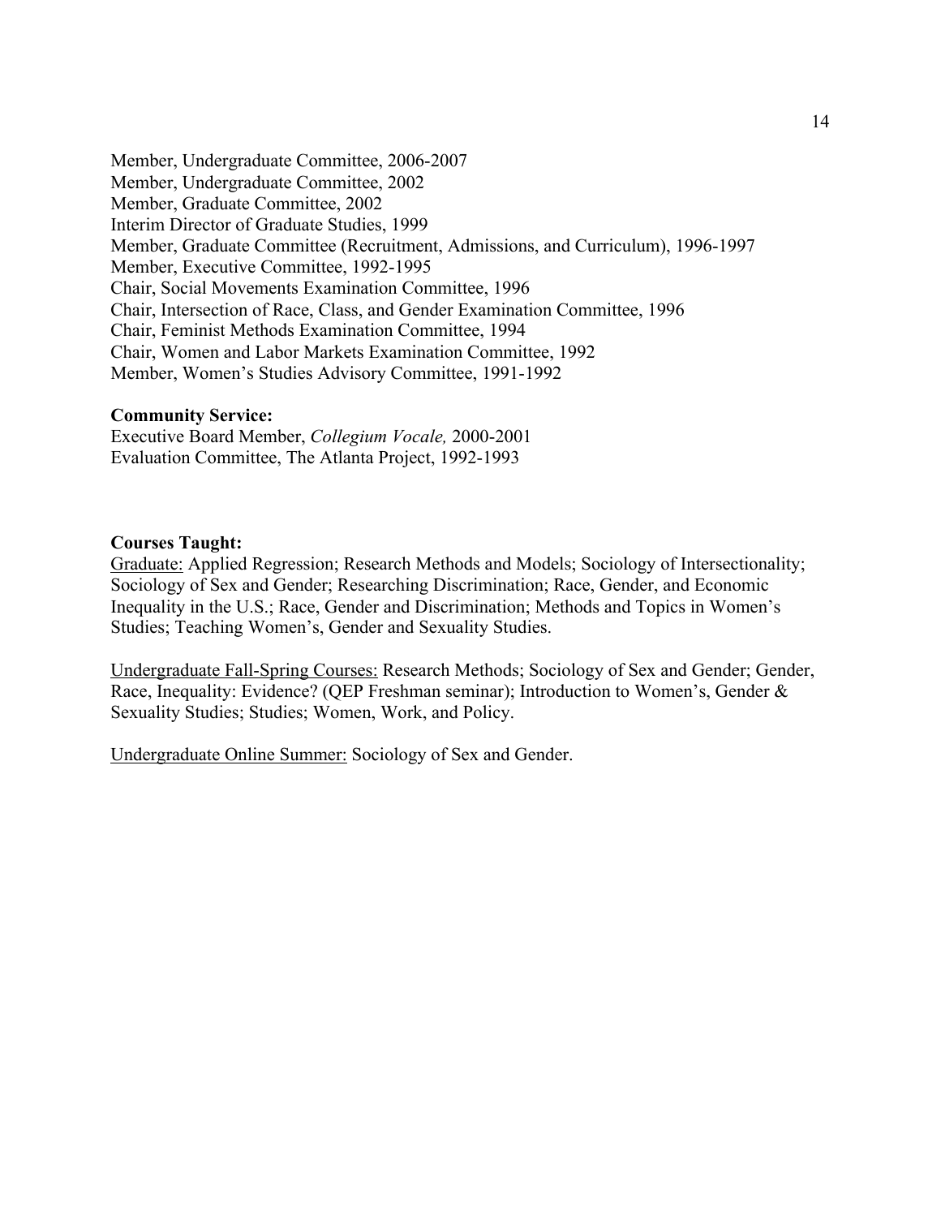Member, Undergraduate Committee, 2006-2007
Member, Undergraduate Committee, 2002
Member, Graduate Committee, 2002
Interim Director of Graduate Studies, 1999
Member, Graduate Committee (Recruitment, Admissions, and Curriculum), 1996-1997
Member, Executive Committee, 1992-1995
Chair, Social Movements Examination Committee, 1996
Chair, Intersection of Race, Class, and Gender Examination Committee, 1996
Chair, Feminist Methods Examination Committee, 1994
Chair, Women and Labor Markets Examination Committee, 1992
Member, Women's Studies Advisory Committee, 1991-1992

**Community Service:**
Executive Board Member, *Collegium Vocale,* 2000-2001
Evaluation Committee, The Atlanta Project, 1992-1993

**Courses Taught:**
Graduate: Applied Regression; Research Methods and Models; Sociology of Intersectionality; Sociology of Sex and Gender; Researching Discrimination; Race, Gender, and Economic Inequality in the U.S.; Race, Gender and Discrimination; Methods and Topics in Women's Studies; Teaching Women's, Gender and Sexuality Studies.

Undergraduate Fall-Spring Courses: Research Methods; Sociology of Sex and Gender; Gender, Race, Inequality: Evidence? (QEP Freshman seminar); Introduction to Women's, Gender & Sexuality Studies; Studies; Women, Work, and Policy.

Undergraduate Online Summer: Sociology of Sex and Gender.